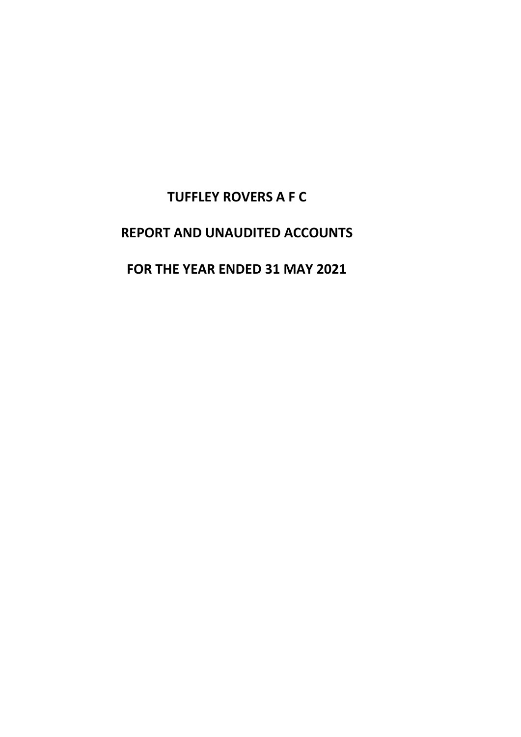# TUFFLEY ROVERS A F C

## REPORT AND UNAUDITED ACCOUNTS

## FOR THE YEAR ENDED 31 MAY 2021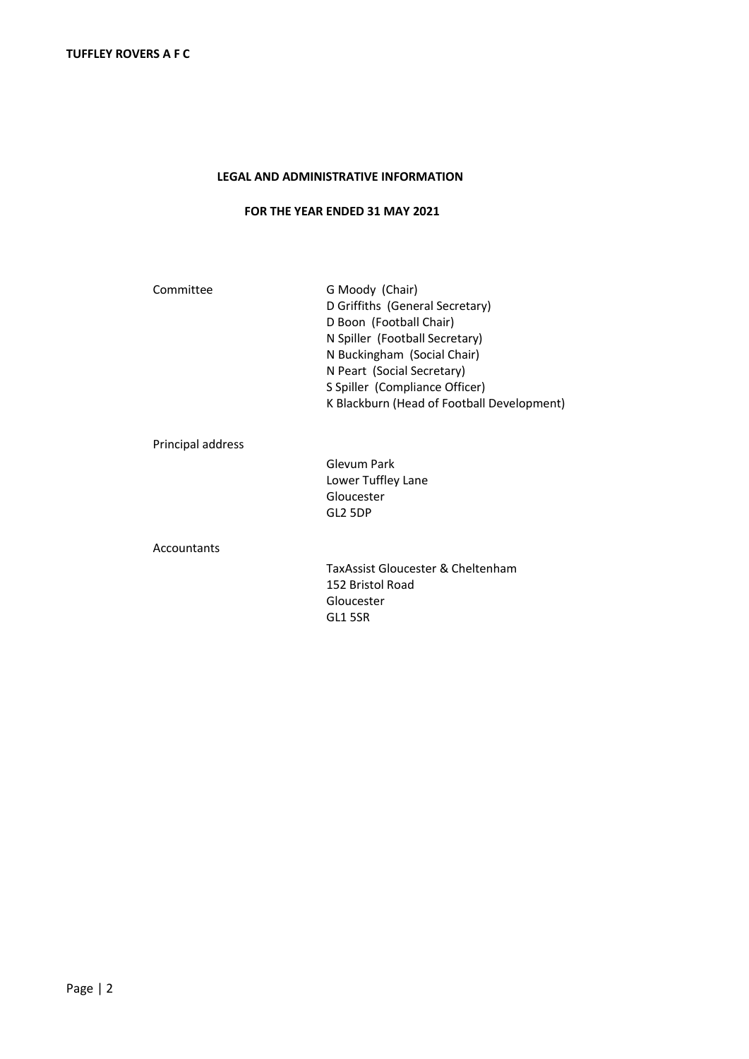## LEGAL AND ADMINISTRATIVE INFORMATION

### FOR THE YEAR ENDED 31 MAY 2021

| | |
|---|---|
| Committee | G Moody (Chair)<br>D Griffiths (General Secretary)<br>D Boon (Football Chair)<br>N Spiller (Football Secretary)<br>N Buckingham (Social Chair)<br>N Peart (Social Secretary)<br>S Spiller (Compliance Officer)<br>K Blackburn (Head of Football Development) |
| Principal address | Glevum Park<br>Lower Tuffley Lane<br>Gloucester<br>GL2 5DP |
| Accountants | TaxAssist Gloucester & Cheltenham<br>152 Bristol Road<br>Gloucester<br>GL1 5SR |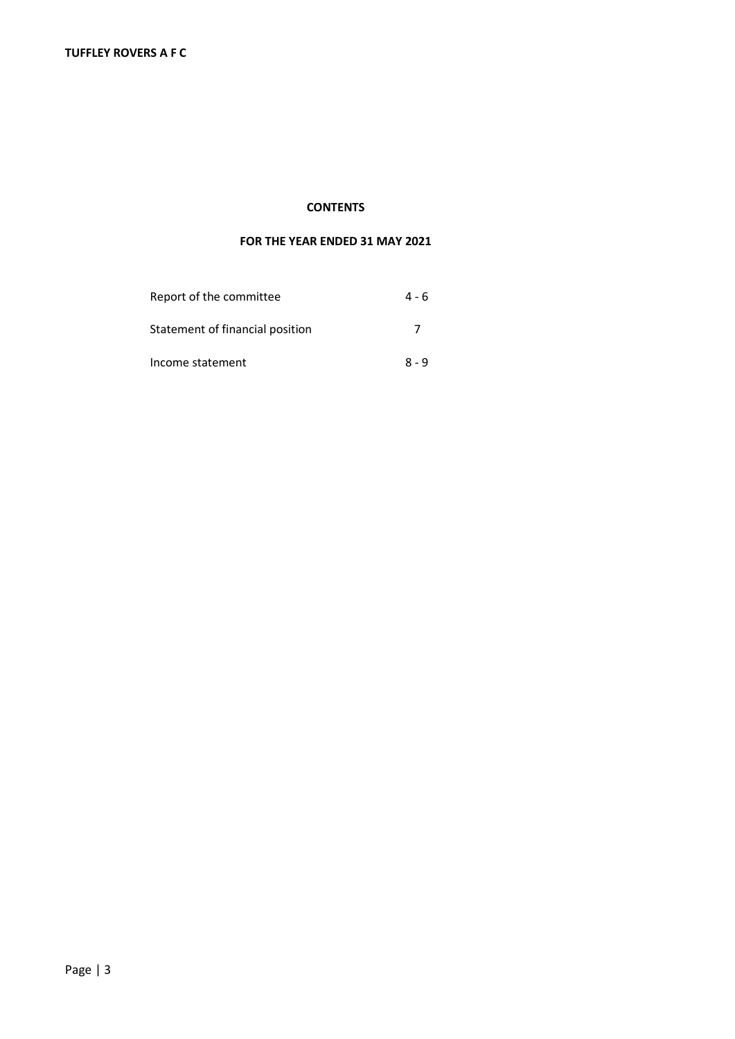**TUFFLEY ROVERS A F C**

## CONTENTS

## FOR THE YEAR ENDED 31 MAY 2021

| | |
|---|---|
| Report of the committee | 4 - 6 |
| Statement of financial position | 7 |
| Income statement | 8 - 9 |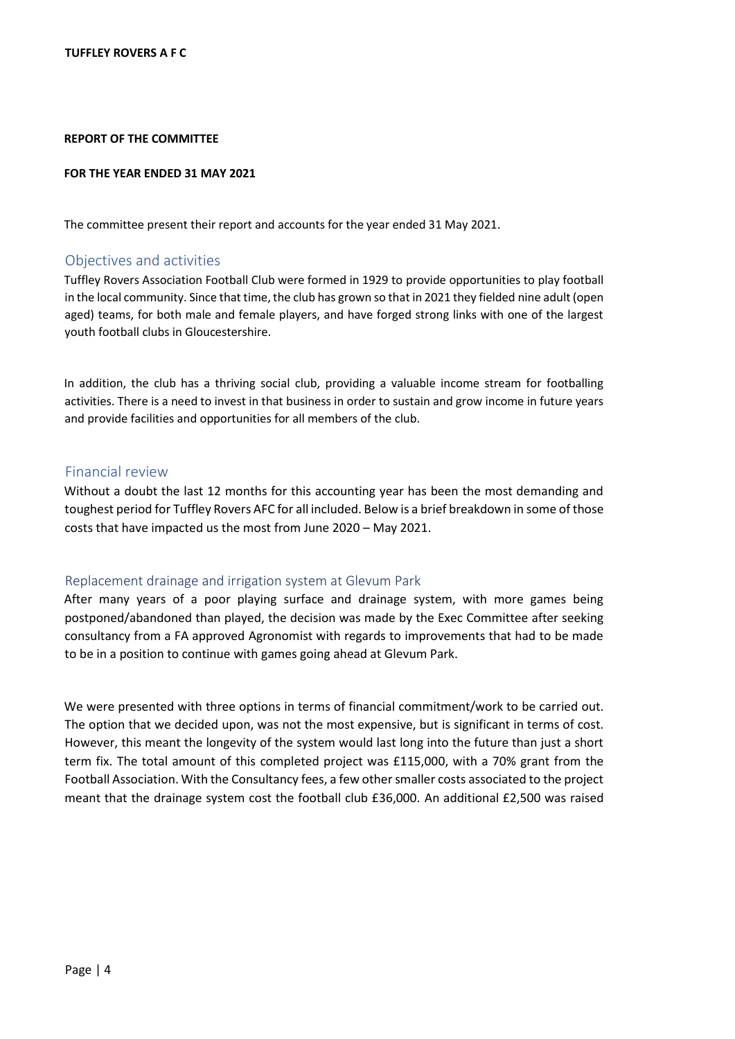**TUFFLEY ROVERS A F C**

**REPORT OF THE COMMITTEE**

**FOR THE YEAR ENDED 31 MAY 2021**

The committee present their report and accounts for the year ended 31 May 2021.

## Objectives and activities

Tuffley Rovers Association Football Club were formed in 1929 to provide opportunities to play football in the local community. Since that time, the club has grown so that in 2021 they fielded nine adult (open aged) teams, for both male and female players, and have forged strong links with one of the largest youth football clubs in Gloucestershire.

In addition, the club has a thriving social club, providing a valuable income stream for footballing activities. There is a need to invest in that business in order to sustain and grow income in future years and provide facilities and opportunities for all members of the club.

## Financial review

Without a doubt the last 12 months for this accounting year has been the most demanding and toughest period for Tuffley Rovers AFC for all included. Below is a brief breakdown in some of those costs that have impacted us the most from June 2020 – May 2021.

### Replacement drainage and irrigation system at Glevum Park

After many years of a poor playing surface and drainage system, with more games being postponed/abandoned than played, the decision was made by the Exec Committee after seeking consultancy from a FA approved Agronomist with regards to improvements that had to be made to be in a position to continue with games going ahead at Glevum Park.

We were presented with three options in terms of financial commitment/work to be carried out. The option that we decided upon, was not the most expensive, but is significant in terms of cost. However, this meant the longevity of the system would last long into the future than just a short term fix. The total amount of this completed project was £115,000, with a 70% grant from the Football Association. With the Consultancy fees, a few other smaller costs associated to the project meant that the drainage system cost the football club £36,000. An additional £2,500 was raised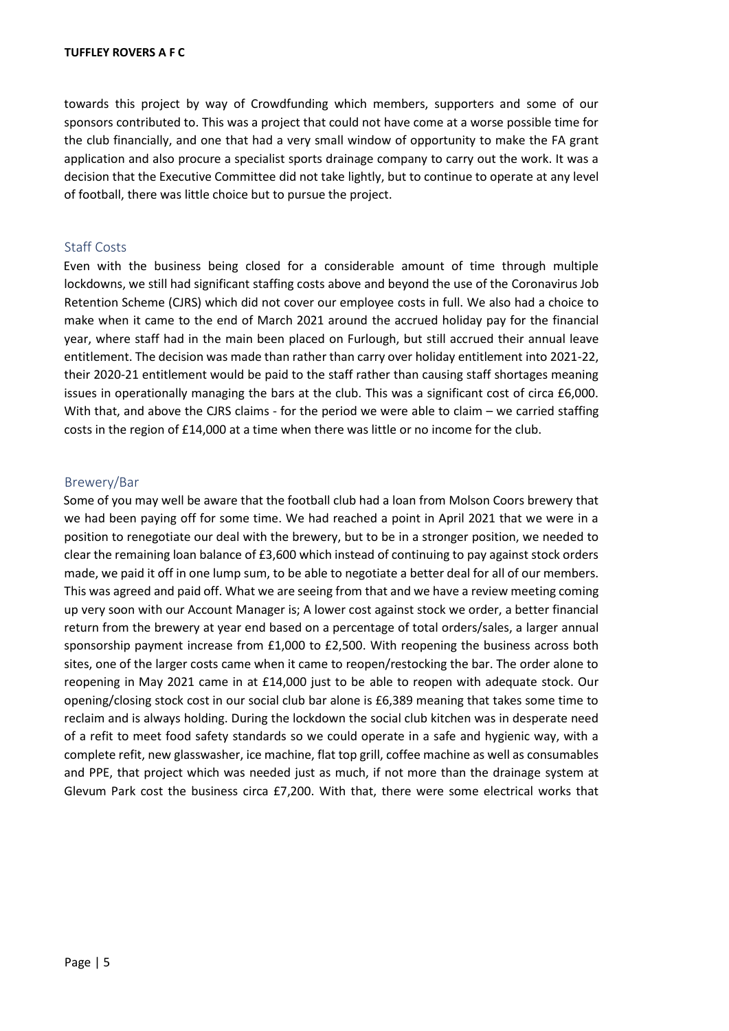towards this project by way of Crowdfunding which members, supporters and some of our sponsors contributed to. This was a project that could not have come at a worse possible time for the club financially, and one that had a very small window of opportunity to make the FA grant application and also procure a specialist sports drainage company to carry out the work. It was a decision that the Executive Committee did not take lightly, but to continue to operate at any level of football, there was little choice but to pursue the project.

## Staff Costs

Even with the business being closed for a considerable amount of time through multiple lockdowns, we still had significant staffing costs above and beyond the use of the Coronavirus Job Retention Scheme (CJRS) which did not cover our employee costs in full. We also had a choice to make when it came to the end of March 2021 around the accrued holiday pay for the financial year, where staff had in the main been placed on Furlough, but still accrued their annual leave entitlement. The decision was made than rather than carry over holiday entitlement into 2021-22, their 2020-21 entitlement would be paid to the staff rather than causing staff shortages meaning issues in operationally managing the bars at the club. This was a significant cost of circa £6,000. With that, and above the CJRS claims - for the period we were able to claim – we carried staffing costs in the region of £14,000 at a time when there was little or no income for the club.

## Brewery/Bar

Some of you may well be aware that the football club had a loan from Molson Coors brewery that we had been paying off for some time. We had reached a point in April 2021 that we were in a position to renegotiate our deal with the brewery, but to be in a stronger position, we needed to clear the remaining loan balance of £3,600 which instead of continuing to pay against stock orders made, we paid it off in one lump sum, to be able to negotiate a better deal for all of our members. This was agreed and paid off. What we are seeing from that and we have a review meeting coming up very soon with our Account Manager is; A lower cost against stock we order, a better financial return from the brewery at year end based on a percentage of total orders/sales, a larger annual sponsorship payment increase from £1,000 to £2,500. With reopening the business across both sites, one of the larger costs came when it came to reopen/restocking the bar. The order alone to reopening in May 2021 came in at £14,000 just to be able to reopen with adequate stock. Our opening/closing stock cost in our social club bar alone is £6,389 meaning that takes some time to reclaim and is always holding. During the lockdown the social club kitchen was in desperate need of a refit to meet food safety standards so we could operate in a safe and hygienic way, with a complete refit, new glasswasher, ice machine, flat top grill, coffee machine as well as consumables and PPE, that project which was needed just as much, if not more than the drainage system at Glevum Park cost the business circa £7,200. With that, there were some electrical works that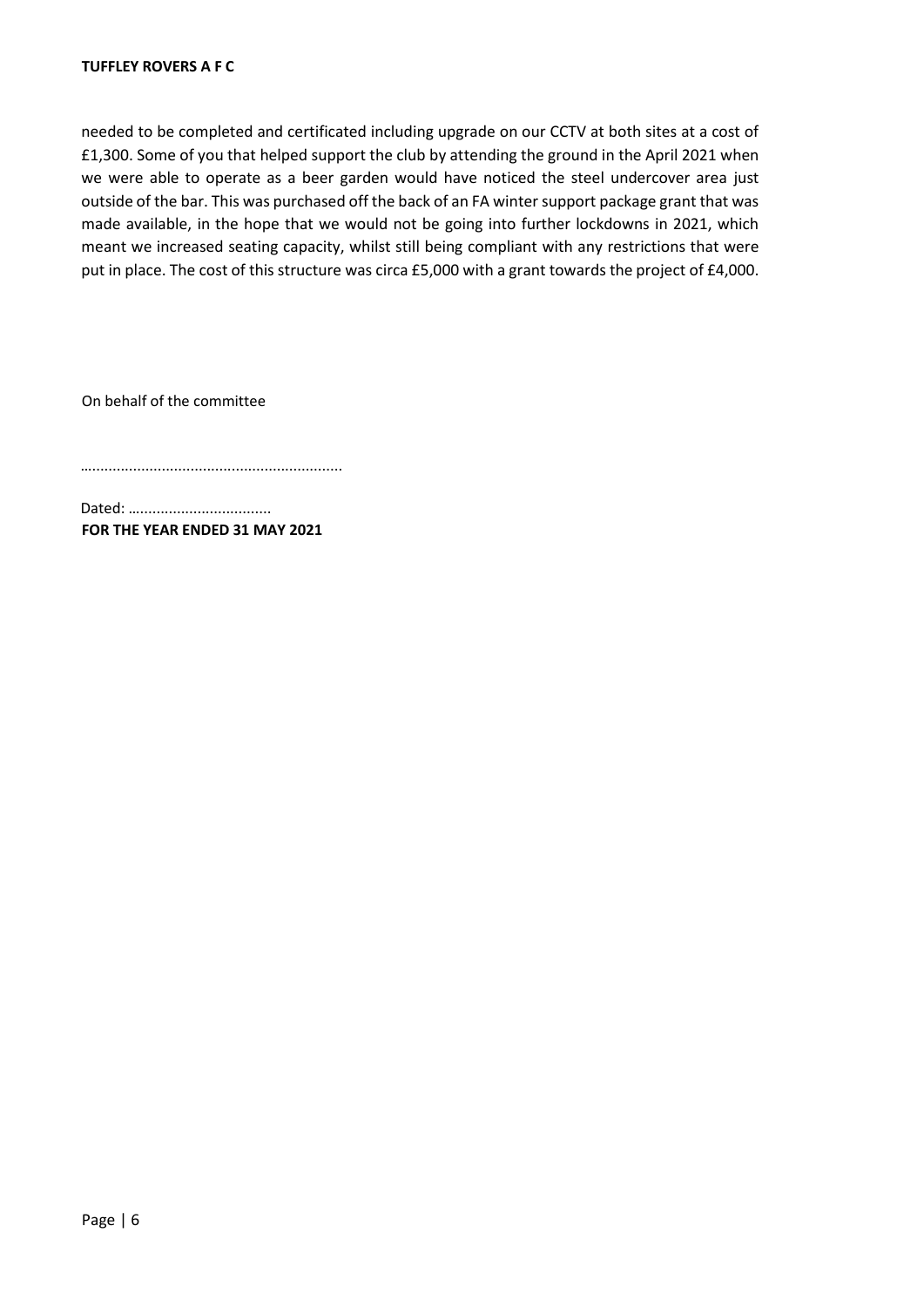needed to be completed and certificated including upgrade on our CCTV at both sites at a cost of £1,300. Some of you that helped support the club by attending the ground in the April 2021 when we were able to operate as a beer garden would have noticed the steel undercover area just outside of the bar. This was purchased off the back of an FA winter support package grant that was made available, in the hope that we would not be going into further lockdowns in 2021, which meant we increased seating capacity, whilst still being compliant with any restrictions that were put in place. The cost of this structure was circa £5,000 with a grant towards the project of £4,000.

On behalf of the committee

..............................................................

Dated: ..................................

**FOR THE YEAR ENDED 31 MAY 2021**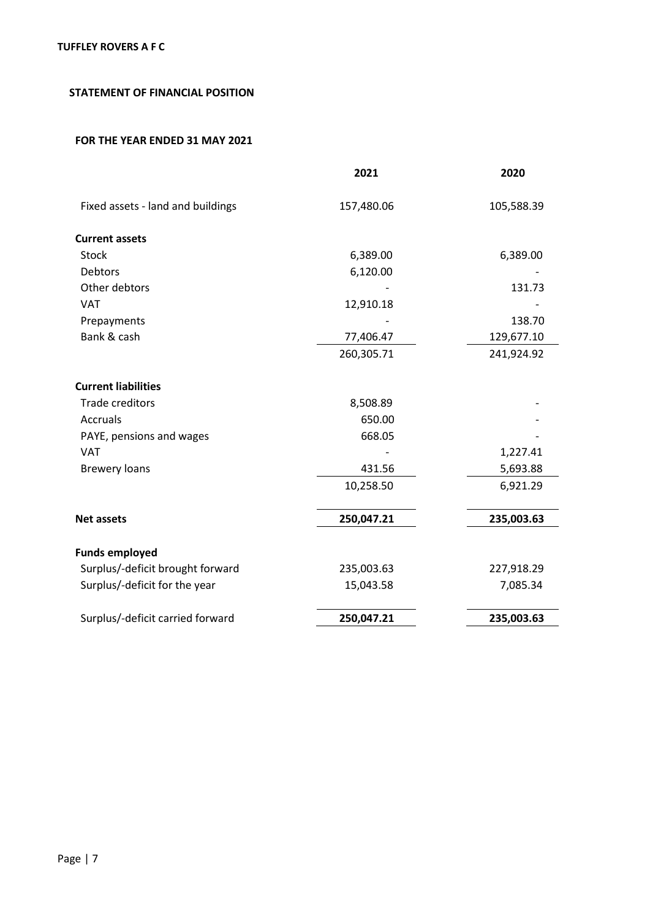**TUFFLEY ROVERS A F C**

## STATEMENT OF FINANCIAL POSITION

### FOR THE YEAR ENDED 31 MAY 2021

| | 2021 | 2020 |
|---|---|---|
| Fixed assets - land and buildings | 157,480.06 | 105,588.39 |
| **Current assets** | | |
| Stock | 6,389.00 | 6,389.00 |
| Debtors | 6,120.00 | - |
| Other debtors | - | 131.73 |
| VAT | 12,910.18 | - |
| Prepayments | - | 138.70 |
| Bank & cash | 77,406.47 | 129,677.10 |
| | 260,305.71 | 241,924.92 |
| **Current liabilities** | | |
| Trade creditors | 8,508.89 | - |
| Accruals | 650.00 | - |
| PAYE, pensions and wages | 668.05 | - |
| VAT | - | 1,227.41 |
| Brewery loans | 431.56 | 5,693.88 |
| | 10,258.50 | 6,921.29 |
| **Net assets** | **250,047.21** | **235,003.63** |
| **Funds employed** | | |
| Surplus/-deficit brought forward | 235,003.63 | 227,918.29 |
| Surplus/-deficit for the year | 15,043.58 | 7,085.34 |
| Surplus/-deficit carried forward | **250,047.21** | **235,003.63** |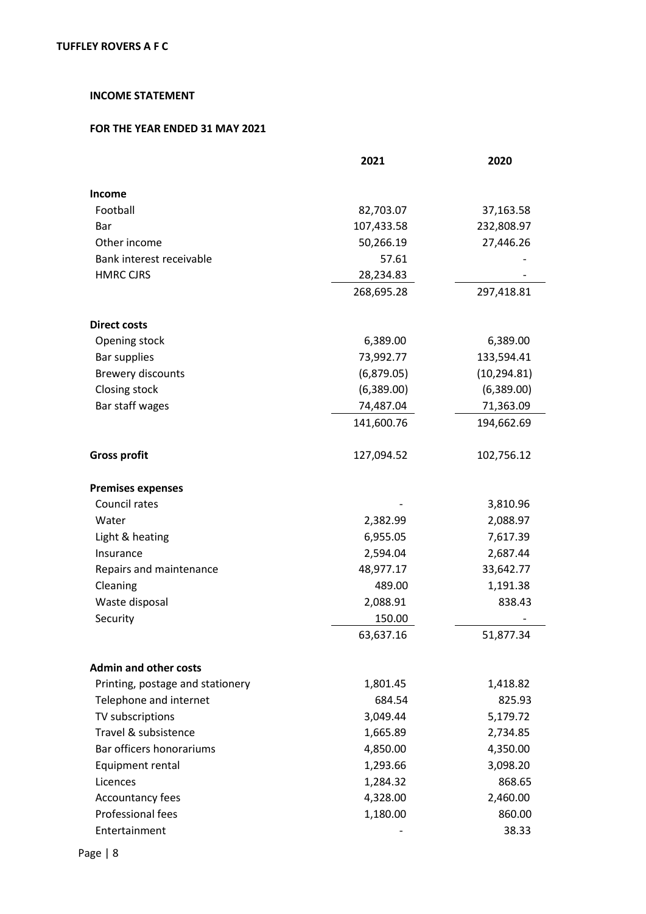**TUFFLEY ROVERS A F C**

**INCOME STATEMENT**

**FOR THE YEAR ENDED 31 MAY 2021**

| | 2021 | 2020 |
|---|---|---|
| **Income** | | |
| Football | 82,703.07 | 37,163.58 |
| Bar | 107,433.58 | 232,808.97 |
| Other income | 50,266.19 | 27,446.26 |
| Bank interest receivable | 57.61 | - |
| HMRC CJRS | 28,234.83 | - |
| | 268,695.28 | 297,418.81 |
| **Direct costs** | | |
| Opening stock | 6,389.00 | 6,389.00 |
| Bar supplies | 73,992.77 | 133,594.41 |
| Brewery discounts | (6,879.05) | (10,294.81) |
| Closing stock | (6,389.00) | (6,389.00) |
| Bar staff wages | 74,487.04 | 71,363.09 |
| | 141,600.76 | 194,662.69 |
| **Gross profit** | 127,094.52 | 102,756.12 |
| **Premises expenses** | | |
| Council rates | - | 3,810.96 |
| Water | 2,382.99 | 2,088.97 |
| Light & heating | 6,955.05 | 7,617.39 |
| Insurance | 2,594.04 | 2,687.44 |
| Repairs and maintenance | 48,977.17 | 33,642.77 |
| Cleaning | 489.00 | 1,191.38 |
| Waste disposal | 2,088.91 | 838.43 |
| Security | 150.00 | - |
| | 63,637.16 | 51,877.34 |
| **Admin and other costs** | | |
| Printing, postage and stationery | 1,801.45 | 1,418.82 |
| Telephone and internet | 684.54 | 825.93 |
| TV subscriptions | 3,049.44 | 5,179.72 |
| Travel & subsistence | 1,665.89 | 2,734.85 |
| Bar officers honorariums | 4,850.00 | 4,350.00 |
| Equipment rental | 1,293.66 | 3,098.20 |
| Licences | 1,284.32 | 868.65 |
| Accountancy fees | 4,328.00 | 2,460.00 |
| Professional fees | 1,180.00 | 860.00 |
| Entertainment | - | 38.33 |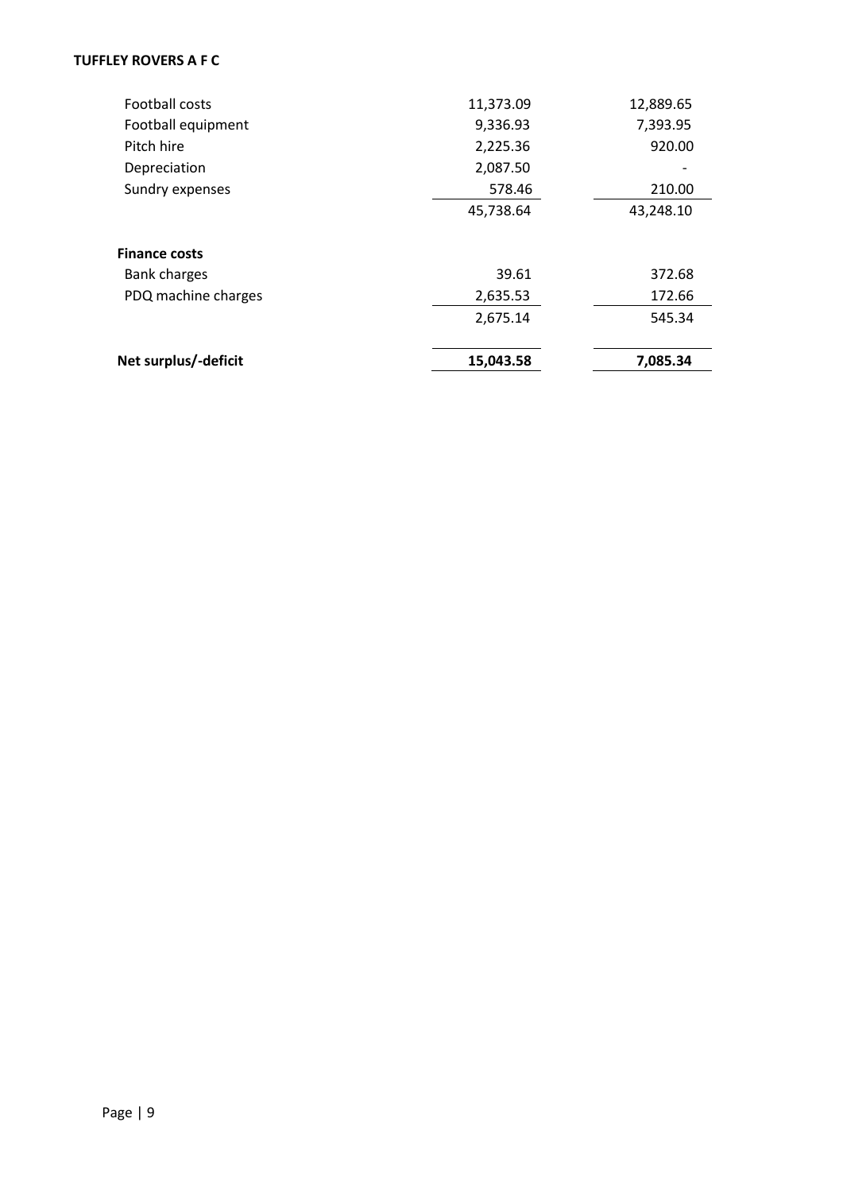**TUFFLEY ROVERS A F C**

| | | |
|---|---|---|
| Football costs | 11,373.09 | 12,889.65 |
| Football equipment | 9,336.93 | 7,393.95 |
| Pitch hire | 2,225.36 | 920.00 |
| Depreciation | 2,087.50 | - |
| Sundry expenses | 578.46 | 210.00 |
| | 45,738.64 | 43,248.10 |
| **Finance costs** | | |
| Bank charges | 39.61 | 372.68 |
| PDQ machine charges | 2,635.53 | 172.66 |
| | 2,675.14 | 545.34 |
| **Net surplus/-deficit** | **15,043.58** | **7,085.34** |